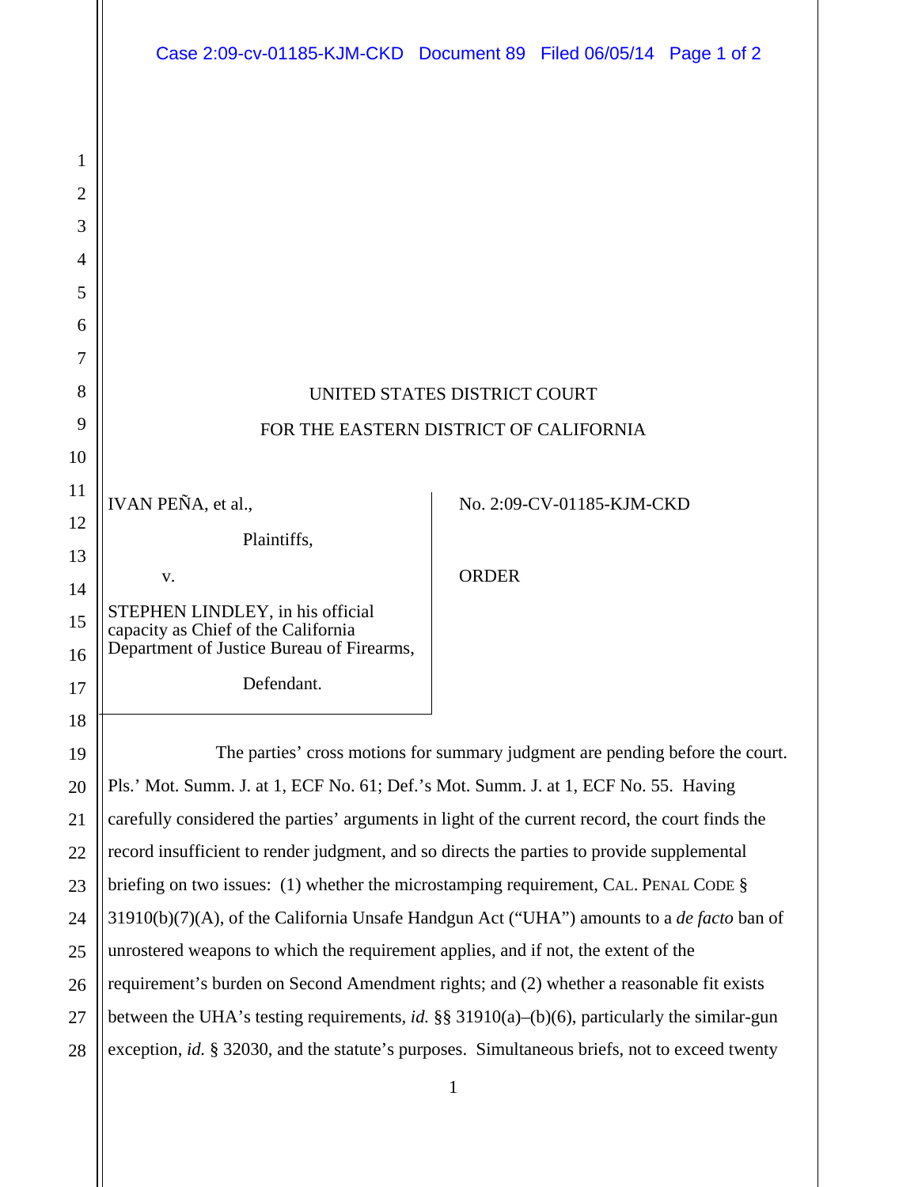UNITED STATES DISTRICT COURT

FOR THE EASTERN DISTRICT OF CALIFORNIA

IVAN PEÑA, et al.,

Plaintiffs,

v.

STEPHEN LINDLEY, in his official capacity as Chief of the California Department of Justice Bureau of Firearms,

Defendant.

No. 2:09-CV-01185-KJM-CKD

ORDER

The parties' cross motions for summary judgment are pending before the court. Pls.' Mot. Summ. J. at 1, ECF No. 61; Def.'s Mot. Summ. J. at 1, ECF No. 55. Having carefully considered the parties' arguments in light of the current record, the court finds the record insufficient to render judgment, and so directs the parties to provide supplemental briefing on two issues: (1) whether the microstamping requirement, CAL. PENAL CODE § 31910(b)(7)(A), of the California Unsafe Handgun Act ("UHA") amounts to a *de facto* ban of unrostered weapons to which the requirement applies, and if not, the extent of the requirement's burden on Second Amendment rights; and (2) whether a reasonable fit exists between the UHA's testing requirements, *id.* §§ 31910(a)–(b)(6), particularly the similar-gun exception, *id.* § 32030, and the statute's purposes. Simultaneous briefs, not to exceed twenty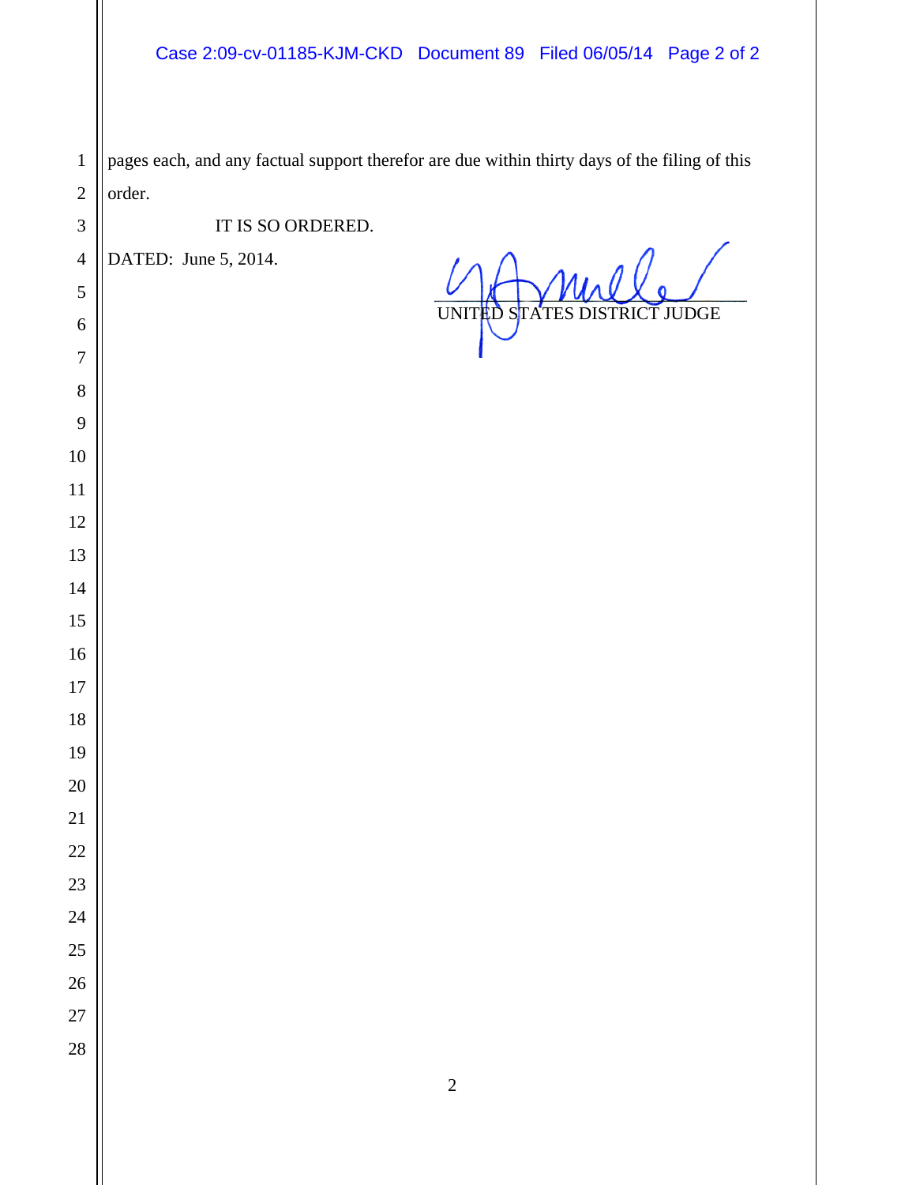pages each, and any factual support therefor are due within thirty days of the filing of this order.

IT IS SO ORDERED.

DATED: June 5, 2014.

UNITED STATES DISTRICT JUDGE